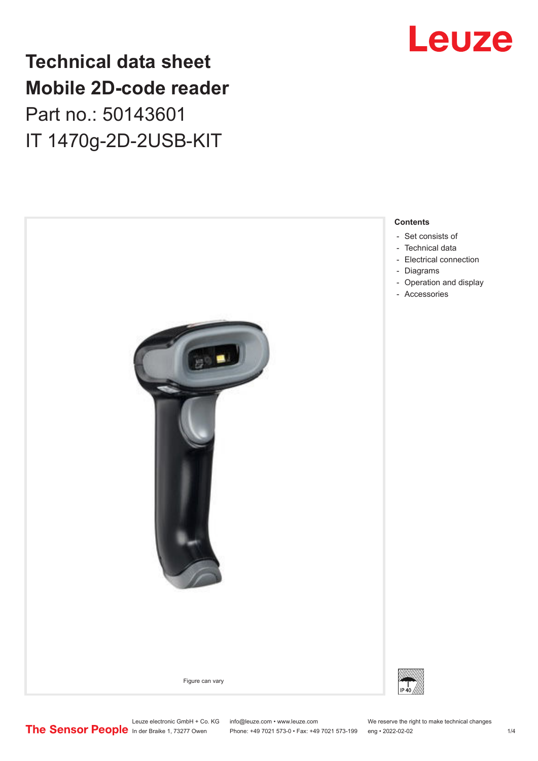# Technical data sheet
# Mobile 2D-code reader
## Part no.: 50143601
## IT 1470g-2D-2USB-KIT

Figure can vary

**Contents**

- Set consists of
- Technical data
- Electrical connection
- Diagrams
- Operation and display
- Accessories

IP 40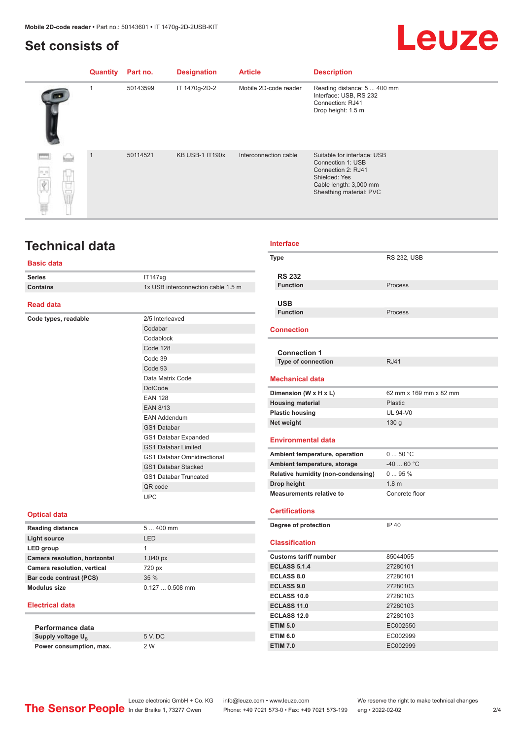Mobile 2D-code reader • Part no.: 50143601 • IT 1470g-2D-2USB-KIT

# Set consists of

| Quantity | Part no. | Designation | Article | Description |
|---|---|---|---|---|
| 1 | 50143599 | IT 1470g-2D-2 | Mobile 2D-code reader | Reading distance: 5 ... 400 mm<br>Interface: USB, RS 232<br>Connection: RJ41<br>Drop height: 1.5 m |
| 1 | 50114521 | KB USB-1 IT190x | Interconnection cable | Suitable for interface: USB<br>Connection 1: USB<br>Connection 2: RJ41<br>Shielded: Yes<br>Cable length: 3,000 mm<br>Sheathing material: PVC |

# Technical data

## Basic data

| | |
|---|---|
| Series | IT147xg |
| Contains | 1x USB interconnection cable 1.5 m |

## Read data

| | |
|---|---|
| Code types, readable | 2/5 Interleaved |
| | Codabar |
| | Codablock |
| | Code 128 |
| | Code 39 |
| | Code 93 |
| | Data Matrix Code |
| | DotCode |
| | EAN 128 |
| | EAN 8/13 |
| | EAN Addendum |
| | GS1 Databar |
| | GS1 Databar Expanded |
| | GS1 Databar Limited |
| | GS1 Databar Omnidirectional |
| | GS1 Databar Stacked |
| | GS1 Databar Truncated |
| | QR code |
| | UPC |

## Optical data

| | |
|---|---|
| Reading distance | 5 ... 400 mm |
| Light source | LED |
| LED group | 1 |
| Camera resolution, horizontal | 1,040 px |
| Camera resolution, vertical | 720 px |
| Bar code contrast (PCS) | 35 % |
| Modulus size | 0.127 ... 0.508 mm |

## Electrical data

### Performance data

| | |
|---|---|
| Supply voltage $U_B$ | 5 V, DC |
| Power consumption, max. | 2 W |

## Interface

| | |
|---|---|
| Type | RS 232, USB |

### RS 232

| | |
|---|---|
| Function | Process |

### USB

| | |
|---|---|
| Function | Process |

## Connection

### Connection 1

| | |
|---|---|
| Type of connection | RJ41 |

## Mechanical data

| | |
|---|---|
| Dimension (W x H x L) | 62 mm x 169 mm x 82 mm |
| Housing material | Plastic |
| Plastic housing | UL 94-V0 |
| Net weight | 130 g |

## Environmental data

| | |
|---|---|
| Ambient temperature, operation | 0 ... 50 °C |
| Ambient temperature, storage | -40 ... 60 °C |
| Relative humidity (non-condensing) | 0 ... 95 % |
| Drop height | 1.8 m |
| Measurements relative to | Concrete floor |

## Certifications

| | |
|---|---|
| Degree of protection | IP 40 |

## Classification

| | |
|---|---|
| Customs tariff number | 85044055 |
| ECLASS 5.1.4 | 27280101 |
| ECLASS 8.0 | 27280101 |
| ECLASS 9.0 | 27280103 |
| ECLASS 10.0 | 27280103 |
| ECLASS 11.0 | 27280103 |
| ECLASS 12.0 | 27280103 |
| ETIM 5.0 | EC002550 |
| ETIM 6.0 | EC002999 |
| ETIM 7.0 | EC002999 |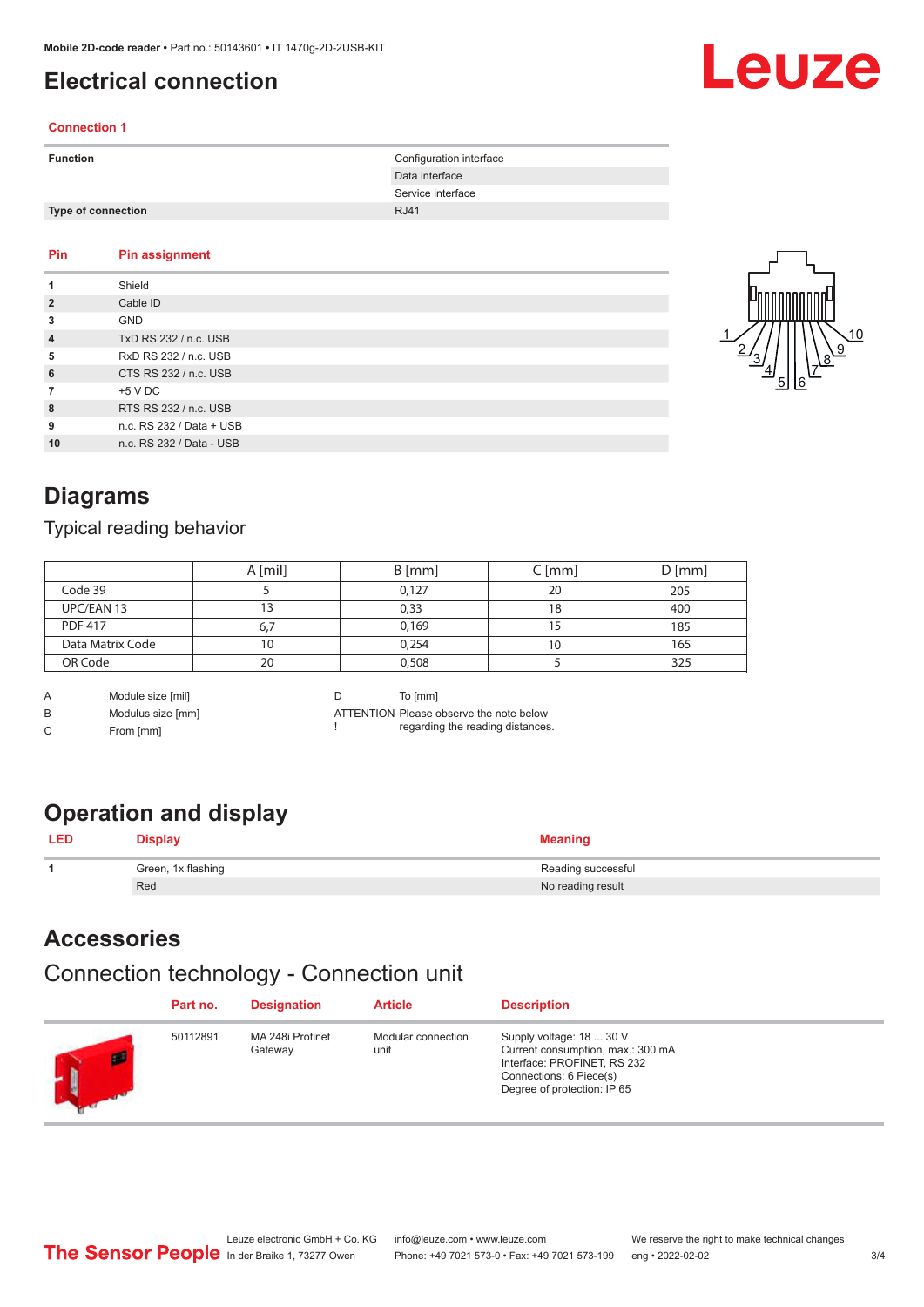# Electrical connection

**Connection 1**

| Function | Configuration interface |
|---|---|
| | Data interface |
| | Service interface |
| **Type of connection** | RJ41 |

| Pin | Pin assignment |
|---|---|
| 1 | Shield |
| 2 | Cable ID |
| 3 | GND |
| 4 | TxD RS 232 / n.c. USB |
| 5 | RxD RS 232 / n.c. USB |
| 6 | CTS RS 232 / n.c. USB |
| 7 | +5 V DC |
| 8 | RTS RS 232 / n.c. USB |
| 9 | n.c. RS 232 / Data + USB |
| 10 | n.c. RS 232 / Data - USB |

# Diagrams

## Typical reading behavior

| | A [mil] | B [mm] | C [mm] | D [mm] |
|---|---|---|---|---|
| Code 39 | 5 | 0,127 | 20 | 205 |
| UPC/EAN 13 | 13 | 0,33 | 18 | 400 |
| PDF 417 | 6,7 | 0,169 | 15 | 185 |
| Data Matrix Code | 10 | 0,254 | 10 | 165 |
| QR Code | 20 | 0,508 | 5 | 325 |

| | | | |
|---|---|---|---|
| A | Module size [mil] | D | To [mm] |
| B | Modulus size [mm] | ATTENTION ! | Please observe the note below regarding the reading distances. |
| C | From [mm] | | |

# Operation and display

| LED | Display | Meaning |
|---|---|---|
| 1 | Green, 1x flashing | Reading successful |
| | Red | No reading result |

# Accessories

## Connection technology - Connection unit

| Part no. | Designation | Article | Description |
|---|---|---|---|
| 50112891 | MA 248i Profinet Gateway | Modular connection unit | Supply voltage: 18 ... 30 V<br>Current consumption, max.: 300 mA<br>Interface: PROFINET, RS 232<br>Connections: 6 Piece(s)<br>Degree of protection: IP 65 |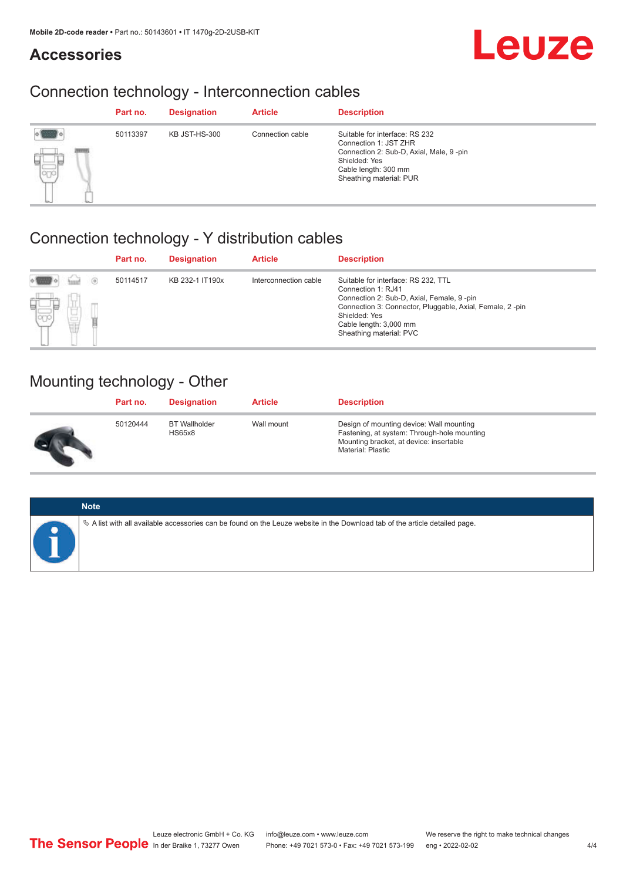## Accessories

### Connection technology - Interconnection cables

| | Part no. | Designation | Article | Description |
|---|---|---|---|---|
| | 50113397 | KB JST-HS-300 | Connection cable | Suitable for interface: RS 232<br>Connection 1: JST ZHR<br>Connection 2: Sub-D, Axial, Male, 9 -pin<br>Shielded: Yes<br>Cable length: 300 mm<br>Sheathing material: PUR |

### Connection technology - Y distribution cables

| | Part no. | Designation | Article | Description |
|---|---|---|---|---|
| | 50114517 | KB 232-1 IT190x | Interconnection cable | Suitable for interface: RS 232, TTL<br>Connection 1: RJ41<br>Connection 2: Sub-D, Axial, Female, 9 -pin<br>Connection 3: Connector, Pluggable, Axial, Female, 2 -pin<br>Shielded: Yes<br>Cable length: 3,000 mm<br>Sheathing material: PVC |

### Mounting technology - Other

| | Part no. | Designation | Article | Description |
|---|---|---|---|---|
| | 50120444 | BT Wallholder HS65x8 | Wall mount | Design of mounting device: Wall mounting<br>Fastening, at system: Through-hole mounting<br>Mounting bracket, at device: insertable<br>Material: Plastic |

**Note**

A list with all available accessories can be found on the Leuze website in the Download tab of the article detailed page.